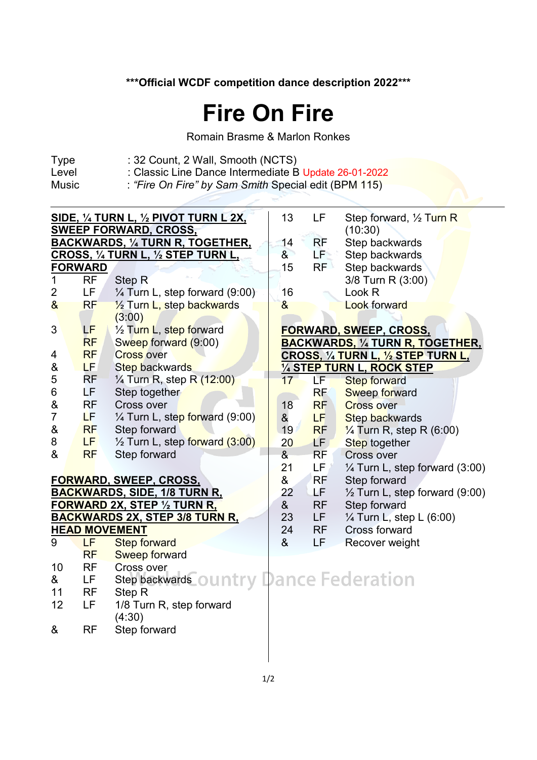***Official WCDF competition dance description 2022***

# Fire On Fire

Romain Brasme & Marlon Ronkes

| | |
|---|---|
| Type | : 32 Count, 2 Wall, Smooth (NCTS) |
| Level | : Classic Line Dance Intermediate B Update 26-01-2022 |
| Music | : *“Fire On Fire” by Sam Smith* Special edit (BPM 115) |

**SIDE, ¼ TURN L, ½ PIVOT TURN L 2X, SWEEP FORWARD, CROSS, BACKWARDS, ¼ TURN R, TOGETHER, CROSS, ¼ TURN L, ½ STEP TURN L, FORWARD**

| | | |
|---|---|---|
| 1 | RF | Step R |
| 2 | LF | ¼ Turn L, step forward (9:00) |
| & | RF | ½ Turn L, step backwards (3:00) |
| 3 | LF | ½ Turn L, step forward |
| | RF | Sweep forward (9:00) |
| 4 | RF | Cross over |
| & | LF | Step backwards |
| 5 | RF | ¼ Turn R, step R (12:00) |
| 6 | LF | Step together |
| & | RF | Cross over |
| 7 | LF | ¼ Turn L, step forward (9:00) |
| & | RF | Step forward |
| 8 | LF | ½ Turn L, step forward (3:00) |
| & | RF | Step forward |

**FORWARD, SWEEP, CROSS, BACKWARDS, SIDE, 1/8 TURN R, FORWARD 2X, STEP ½ TURN R, BACKWARDS 2X, STEP 3/8 TURN R, HEAD MOVEMENT**

| | | |
|---|---|---|
| 9 | LF | Step forward |
| | RF | Sweep forward |
| 10 | RF | Cross over |
| & | LF | Step backwards |
| 11 | RF | Step R |
| 12 | LF | 1/8 Turn R, step forward (4:30) |
| & | RF | Step forward |
| 13 | LF | Step forward, ½ Turn R (10:30) |
| 14 | RF | Step backwards |
| & | LF | Step backwards |
| 15 | RF | Step backwards 3/8 Turn R (3:00) |
| 16 | | Look R |
| & | | Look forward |

**FORWARD, SWEEP, CROSS, BACKWARDS, ¼ TURN R, TOGETHER, CROSS, ¼ TURN L, ½ STEP TURN L, ¼ STEP TURN L, ROCK STEP**

| | | |
|---|---|---|
| 17 | LF | Step forward |
| | RF | Sweep forward |
| 18 | RF | Cross over |
| & | LF | Step backwards |
| 19 | RF | ¼ Turn R, step R (6:00) |
| 20 | LF | Step together |
| & | RF | Cross over |
| 21 | LF | ¼ Turn L, step forward (3:00) |
| & | RF | Step forward |
| 22 | LF | ½ Turn L, step forward (9:00) |
| & | RF | Step forward |
| 23 | LF | ¼ Turn L, step L (6:00) |
| 24 | RF | Cross forward |
| & | LF | Recover weight |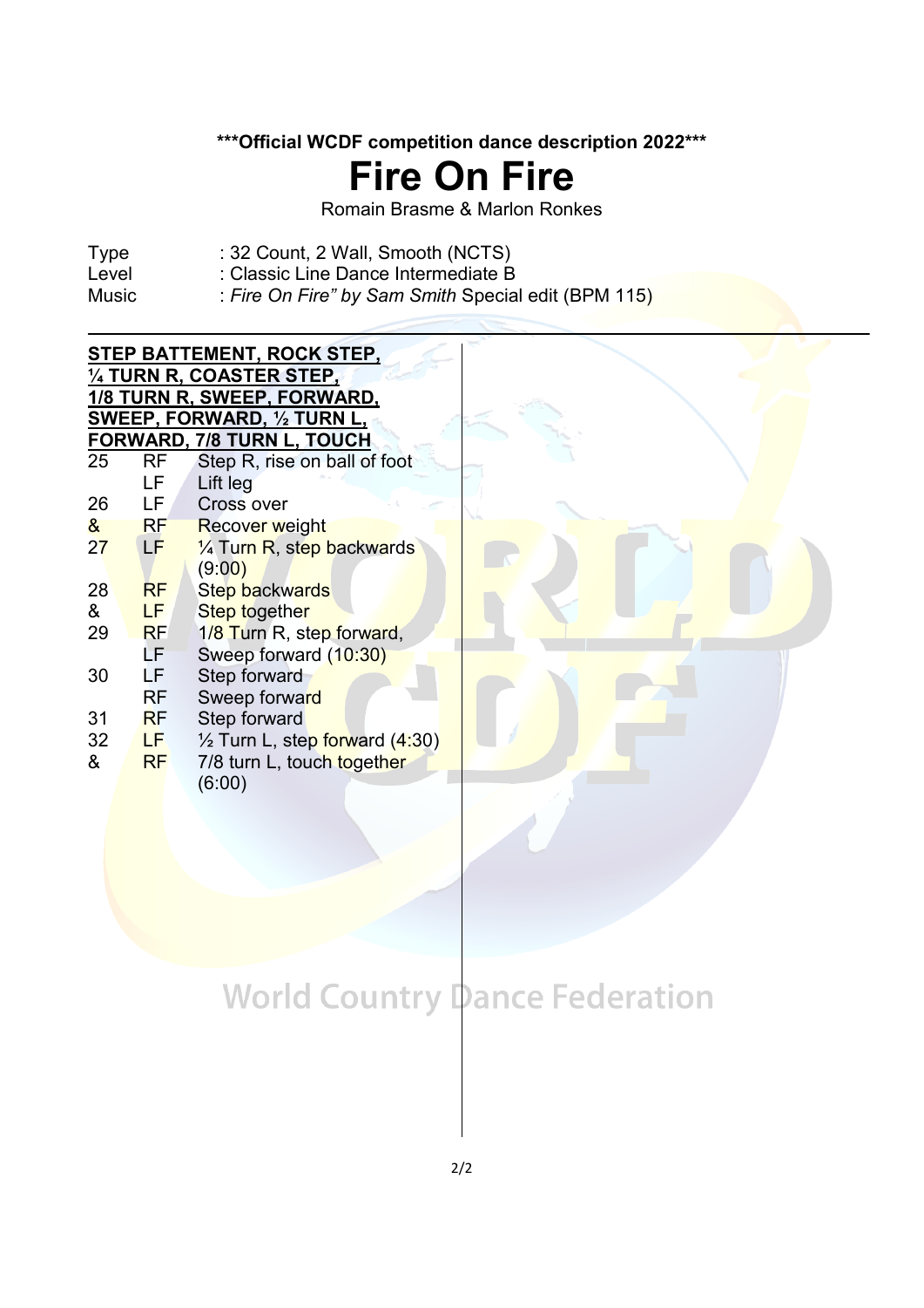***Official WCDF competition dance description 2022***

# Fire On Fire

Romain Brasme & Marlon Ronkes

| | |
|---|---|
| Type | : 32 Count, 2 Wall, Smooth (NCTS) |
| Level | : Classic Line Dance Intermediate B |
| Music | : *Fire On Fire" by Sam Smith* Special edit (BPM 115) |

---

**STEP BATTEMENT, ROCK STEP, ¼ TURN R, COASTER STEP, 1/8 TURN R, SWEEP, FORWARD, SWEEP, FORWARD, ½ TURN L, FORWARD, 7/8 TURN L, TOUCH**

| | | |
|---|---|---|
| 25 | RF | Step R, rise on ball of foot |
| | LF | Lift leg |
| 26 | LF | Cross over |
| & | RF | Recover weight |
| 27 | LF | ¼ Turn R, step backwards (9:00) |
| 28 | RF | Step backwards |
| & | LF | Step together |
| 29 | RF | 1/8 Turn R, step forward, |
| | LF | Sweep forward (10:30) |
| 30 | LF | Step forward |
| | RF | Sweep forward |
| 31 | RF | Step forward |
| 32 | LF | ½ Turn L, step forward (4:30) |
| & | RF | 7/8 turn L, touch together (6:00) |

World Country Dance Federation